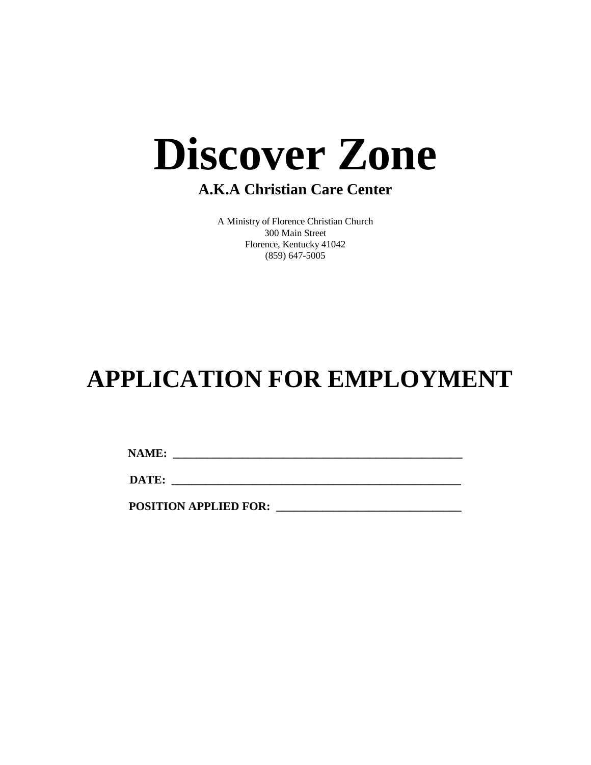# Discover Zone

**A.K.A Christian Care Center**

A Ministry of Florence Christian Church
300 Main Street
Florence, Kentucky 41042
(859) 647-5005

# APPLICATION FOR EMPLOYMENT

**NAME:** ____________________________________________________

**DATE:** ____________________________________________________

**POSITION APPLIED FOR:** ________________________________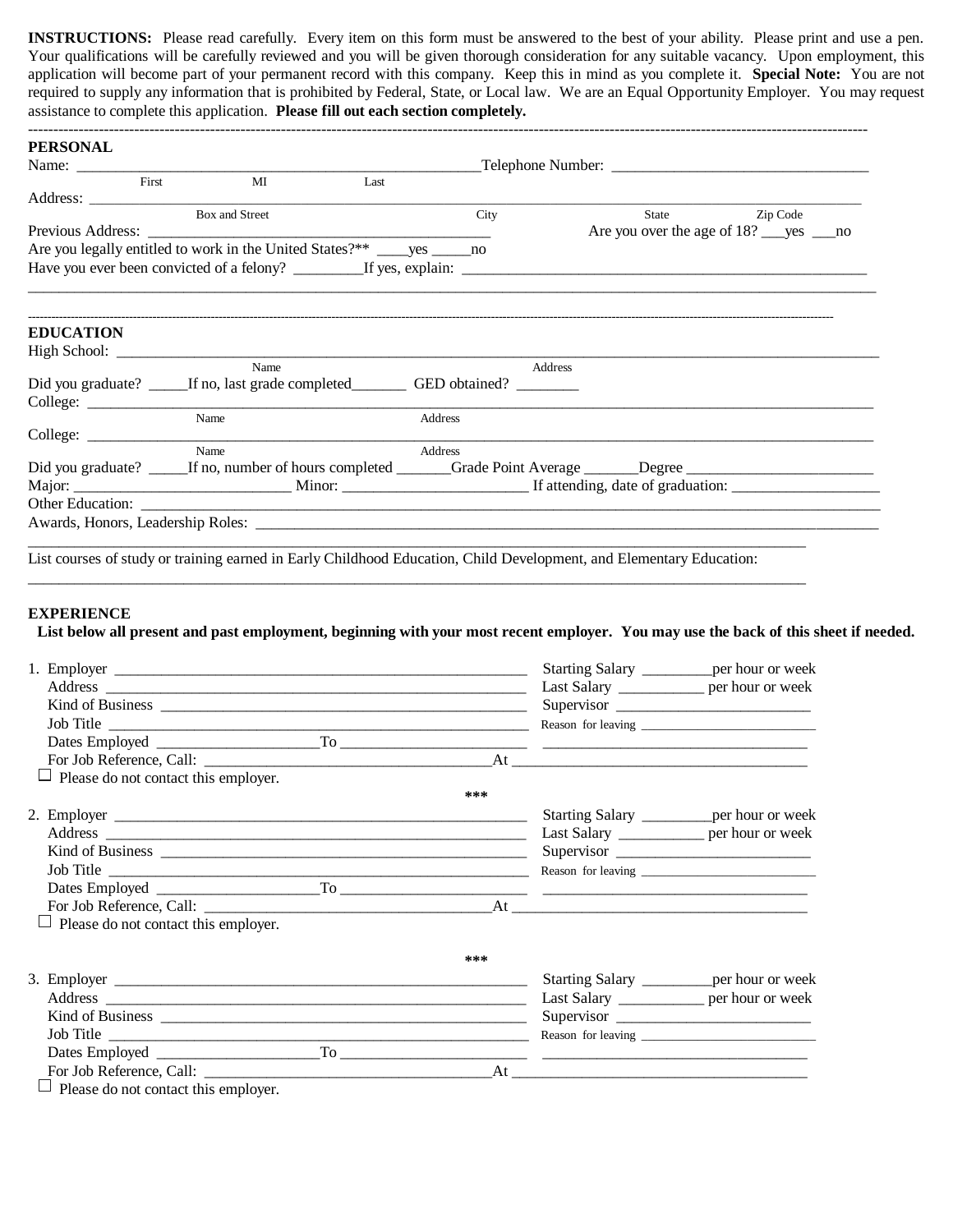**INSTRUCTIONS:** Please read carefully. Every item on this form must be answered to the best of your ability. Please print and use a pen. Your qualifications will be carefully reviewed and you will be given thorough consideration for any suitable vacancy. Upon employment, this application will become part of your permanent record with this company. Keep this in mind as you complete it. **Special Note:** You are not required to supply any information that is prohibited by Federal, State, or Local law. We are an Equal Opportunity Employer. You may request assistance to complete this application. **Please fill out each section completely.**

---

## PERSONAL

Name: ___________________________________________________ Telephone Number: _________________________________
First MI Last

Address: ______________________________________________________________________________________________
Box and Street City State Zip Code

Previous Address: ___________________________________________ Are you over the age of 18? ___yes ___no

Are you legally entitled to work in the United States?** ____yes _____no

Have you ever been convicted of a felony? _________If yes, explain: ______________________________________________________

_______________________________________________________________________________________________________

---

## EDUCATION

High School: ___________________________________________________________________________________________
Name Address

Did you graduate? _____If no, last grade completed_______ GED obtained? ________

College: _______________________________________________________________________________________________
Name Address

College: _______________________________________________________________________________________________
Name Address

Did you graduate? _____If no, number of hours completed _______Grade Point Average _______Degree ________________________

Major: ___________________________ Minor: _______________________ If attending, date of graduation: ___________________

Other Education: ________________________________________________________________________________________

Awards, Honors, Leadership Roles: ________________________________________________________________________

_______________________________________________________________________________________________________

List courses of study or training earned in Early Childhood Education, Child Development, and Elementary Education:

_______________________________________________________________________________________________________

## EXPERIENCE

**List below all present and past employment, beginning with your most recent employer. You may use the back of this sheet if needed.**

1. Employer _______________________________________________ Starting Salary _________per hour or week
   Address _______________________________________________ Last Salary ___________ per hour or week
   Kind of Business _________________________________________ Supervisor _________________________
   Job Title ______________________________________________ Reason for leaving __________________________
   Dates Employed ____________________To _______________________ ____________________________________
   For Job Reference, Call: ____________________________________At ______________________________________
   ☐ Please do not contact this employer.

***

2. Employer _______________________________________________ Starting Salary _________per hour or week
   Address _______________________________________________ Last Salary ___________ per hour or week
   Kind of Business _________________________________________ Supervisor _________________________
   Job Title ______________________________________________ Reason for leaving __________________________
   Dates Employed ____________________To _______________________ ____________________________________
   For Job Reference, Call: ____________________________________At ______________________________________
   ☐ Please do not contact this employer.

***

3. Employer _______________________________________________ Starting Salary _________per hour or week
   Address _______________________________________________ Last Salary ___________ per hour or week
   Kind of Business _________________________________________ Supervisor _________________________
   Job Title ______________________________________________ Reason for leaving __________________________
   Dates Employed ____________________To _______________________ ____________________________________
   For Job Reference, Call: ____________________________________At ______________________________________
   ☐ Please do not contact this employer.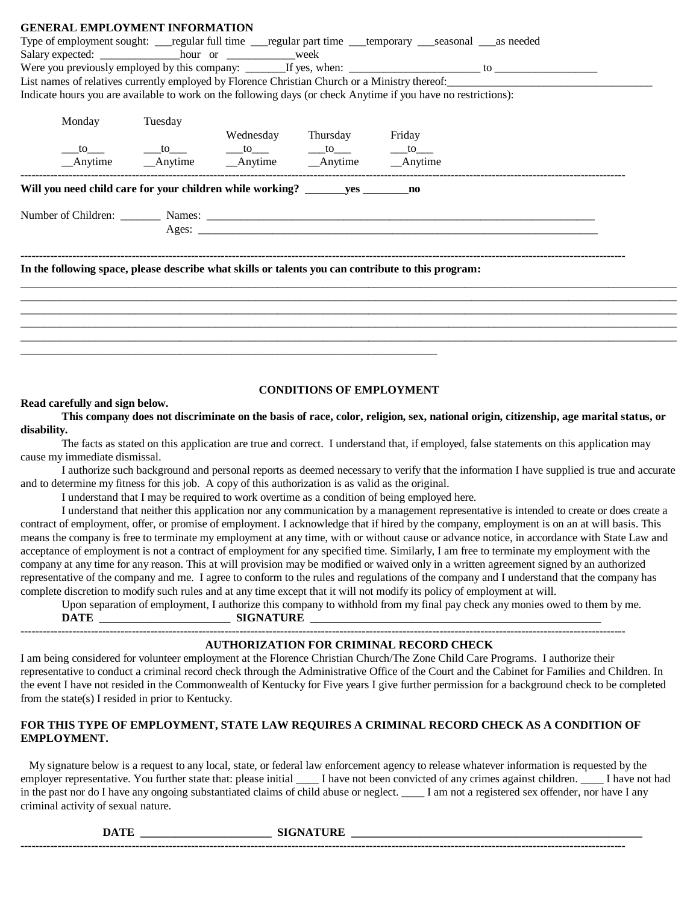**GENERAL EMPLOYMENT INFORMATION**

Type of employment sought: ___regular full time ___regular part time ___temporary ___seasonal ___as needed

Salary expected: ______________hour or ____________week

Were you previously employed by this company: _______If yes, when: _______________________ to __________________

List names of relatives currently employed by Florence Christian Church or a Ministry thereof:____________________________________

Indicate hours you are available to work on the following days (or check Anytime if you have no restrictions):

| Monday | Tuesday | Wednesday | Thursday | Friday |
|---|---|---|---|---|
| ___to___ | ___to___ | ___to___ | ___to___ | ___to___ |
| __Anytime | __Anytime | __Anytime | __Anytime | __Anytime |

---

**Will you need child care for your children while working? _______yes ________no**

Number of Children: _______ Names: ___________________________________________________________________________

Ages: ___________________________________________________________________________

---

**In the following space, please describe what skills or talents you can contribute to this program:**

_______________________________________________________________________________________________________________
_______________________________________________________________________________________________________________
_______________________________________________________________________________________________________________
_______________________________________________________________________________________________________________
_______________________________________________________________________________________________________________
_________________________________________________________________________

## CONDITIONS OF EMPLOYMENT

**Read carefully and sign below.**

**This company does not discriminate on the basis of race, color, religion, sex, national origin, citizenship, age marital status, or disability.**

The facts as stated on this application are true and correct. I understand that, if employed, false statements on this application may cause my immediate dismissal.

I authorize such background and personal reports as deemed necessary to verify that the information I have supplied is true and accurate and to determine my fitness for this job. A copy of this authorization is as valid as the original.

I understand that I may be required to work overtime as a condition of being employed here.

I understand that neither this application nor any communication by a management representative is intended to create or does create a contract of employment, offer, or promise of employment. I acknowledge that if hired by the company, employment is on an at will basis. This means the company is free to terminate my employment at any time, with or without cause or advance notice, in accordance with State Law and acceptance of employment is not a contract of employment for any specified time. Similarly, I am free to terminate my employment with the company at any time for any reason. This at will provision may be modified or waived only in a written agreement signed by an authorized representative of the company and me. I agree to conform to the rules and regulations of the company and I understand that the company has complete discretion to modify such rules and at any time except that it will not modify its policy of employment at will.

Upon separation of employment, I authorize this company to withhold from my final pay check any monies owed to them by me.

**DATE ______________________ SIGNATURE ____________________________________________________**

---

## AUTHORIZATION FOR CRIMINAL RECORD CHECK

I am being considered for volunteer employment at the Florence Christian Church/The Zone Child Care Programs. I authorize their representative to conduct a criminal record check through the Administrative Office of the Court and the Cabinet for Families and Children. In the event I have not resided in the Commonwealth of Kentucky for Five years I give further permission for a background check to be completed from the state(s) I resided in prior to Kentucky.

**FOR THIS TYPE OF EMPLOYMENT, STATE LAW REQUIRES A CRIMINAL RECORD CHECK AS A CONDITION OF EMPLOYMENT.**

My signature below is a request to any local, state, or federal law enforcement agency to release whatever information is requested by the employer representative. You further state that: please initial ____ I have not been convicted of any crimes against children. ____ I have not had in the past nor do I have any ongoing substantiated claims of child abuse or neglect. ____ I am not a registered sex offender, nor have I any criminal activity of sexual nature.

**DATE ______________________ SIGNATURE ______________________________________________________**

---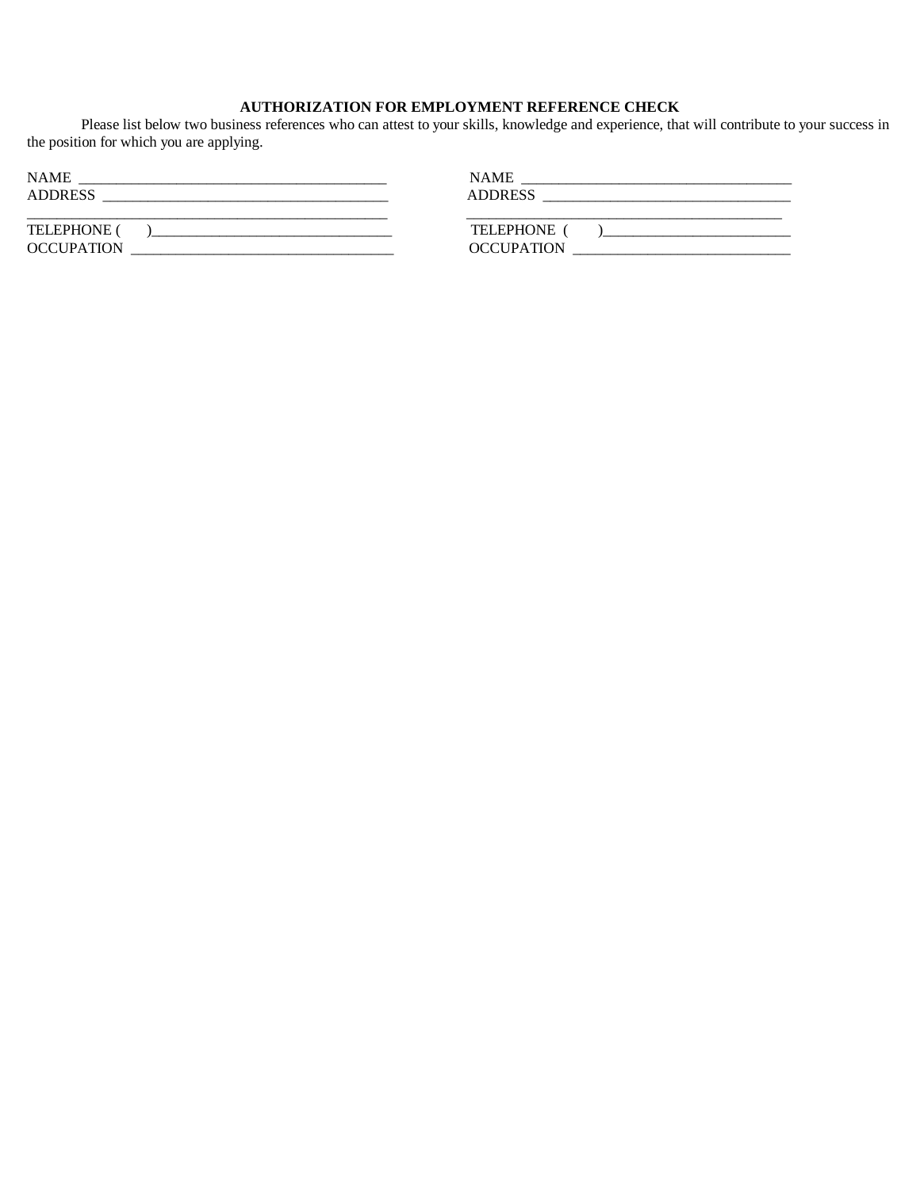**AUTHORIZATION FOR EMPLOYMENT REFERENCE CHECK**

Please list below two business references who can attest to your skills, knowledge and experience, that will contribute to your success in the position for which you are applying.

NAME ________________________________________
ADDRESS ______________________________________
______________________________________________
TELEPHONE ( )________________________________
OCCUPATION __________________________________

NAME ________________________________________
ADDRESS ______________________________________
______________________________________________
TELEPHONE ( )________________________________
OCCUPATION __________________________________